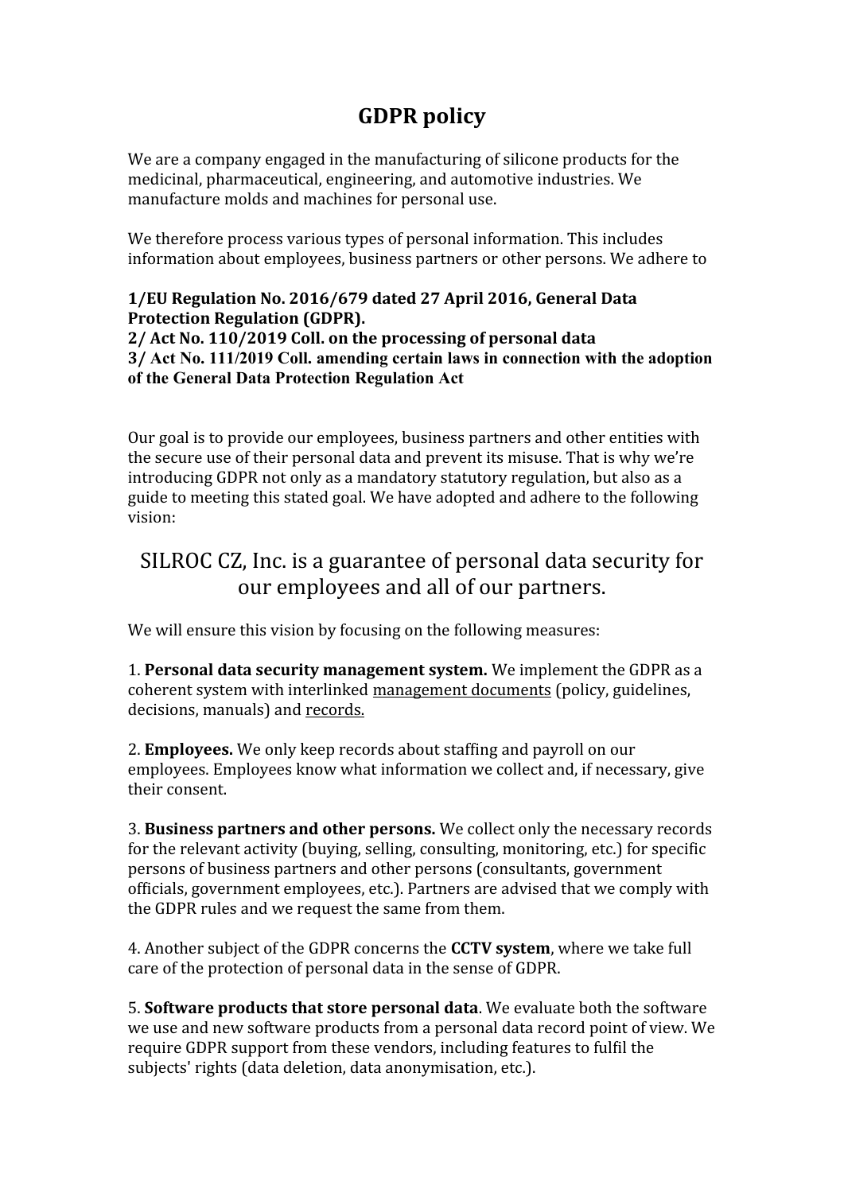# GDPR policy

We are a company engaged in the manufacturing of silicone products for the medicinal, pharmaceutical, engineering, and automotive industries. We manufacture molds and machines for personal use.

We therefore process various types of personal information. This includes information about employees, business partners or other persons. We adhere to

**1/EU Regulation No. 2016/679 dated 27 April 2016, General Data Protection Regulation (GDPR).**
**2/ Act No. 110/2019 Coll. on the processing of personal data**
**3/ Act No. 111/2019 Coll. amending certain laws in connection with the adoption of the General Data Protection Regulation Act**

Our goal is to provide our employees, business partners and other entities with the secure use of their personal data and prevent its misuse. That is why we're introducing GDPR not only as a mandatory statutory regulation, but also as a guide to meeting this stated goal. We have adopted and adhere to the following vision:

## SILROC CZ, Inc. is a guarantee of personal data security for our employees and all of our partners.

We will ensure this vision by focusing on the following measures:

1. **Personal data security management system.** We implement the GDPR as a coherent system with interlinked management documents (policy, guidelines, decisions, manuals) and records.

2. **Employees.** We only keep records about staffing and payroll on our employees. Employees know what information we collect and, if necessary, give their consent.

3. **Business partners and other persons.** We collect only the necessary records for the relevant activity (buying, selling, consulting, monitoring, etc.) for specific persons of business partners and other persons (consultants, government officials, government employees, etc.). Partners are advised that we comply with the GDPR rules and we request the same from them.

4. Another subject of the GDPR concerns the **CCTV system**, where we take full care of the protection of personal data in the sense of GDPR.

5. **Software products that store personal data**. We evaluate both the software we use and new software products from a personal data record point of view. We require GDPR support from these vendors, including features to fulfil the subjects' rights (data deletion, data anonymisation, etc.).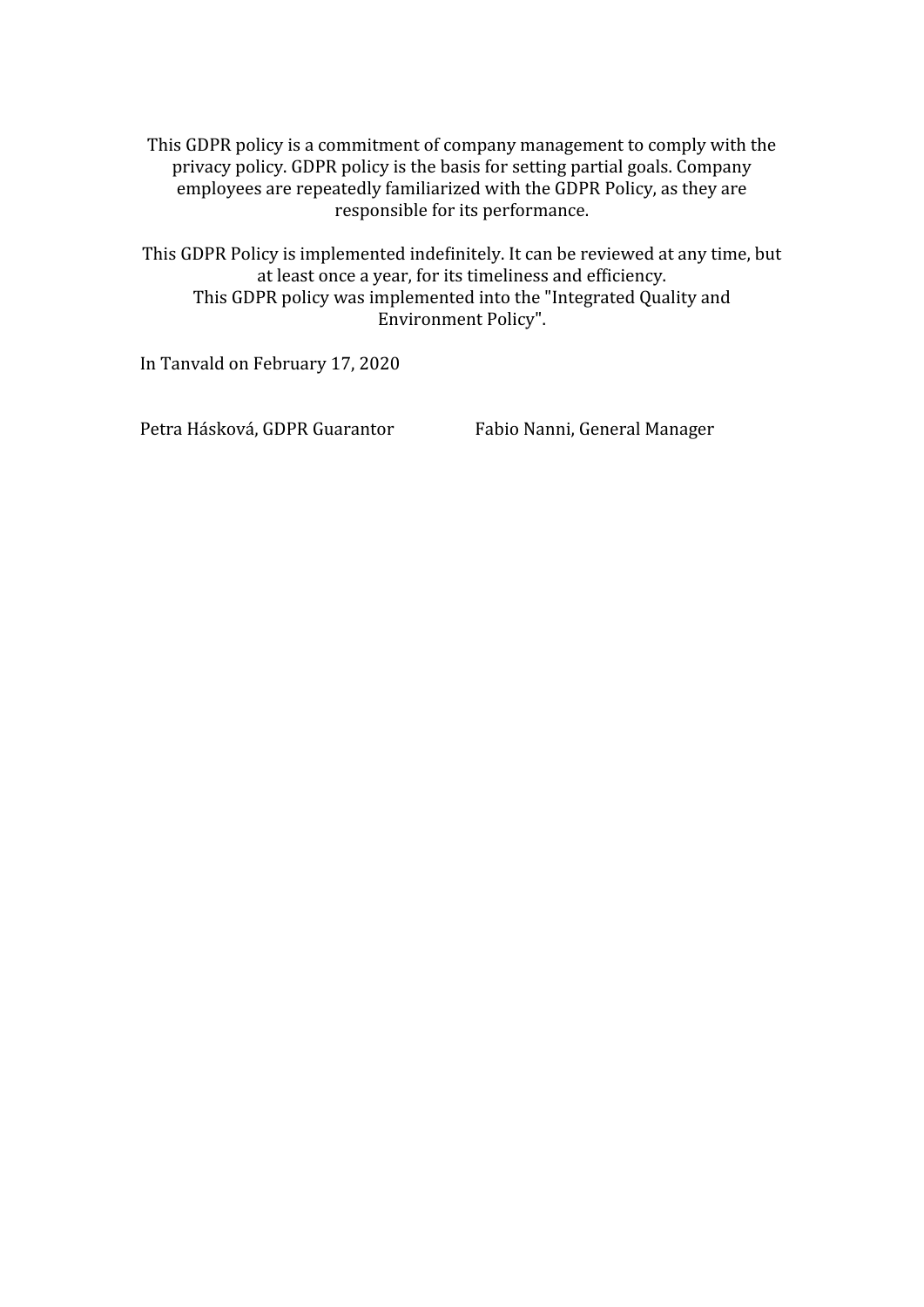This GDPR policy is a commitment of company management to comply with the privacy policy. GDPR policy is the basis for setting partial goals. Company employees are repeatedly familiarized with the GDPR Policy, as they are responsible for its performance.

This GDPR Policy is implemented indefinitely. It can be reviewed at any time, but at least once a year, for its timeliness and efficiency.
This GDPR policy was implemented into the "Integrated Quality and Environment Policy".

In Tanvald on February 17, 2020

Petra Hásková, GDPR Guarantor

Fabio Nanni, General Manager